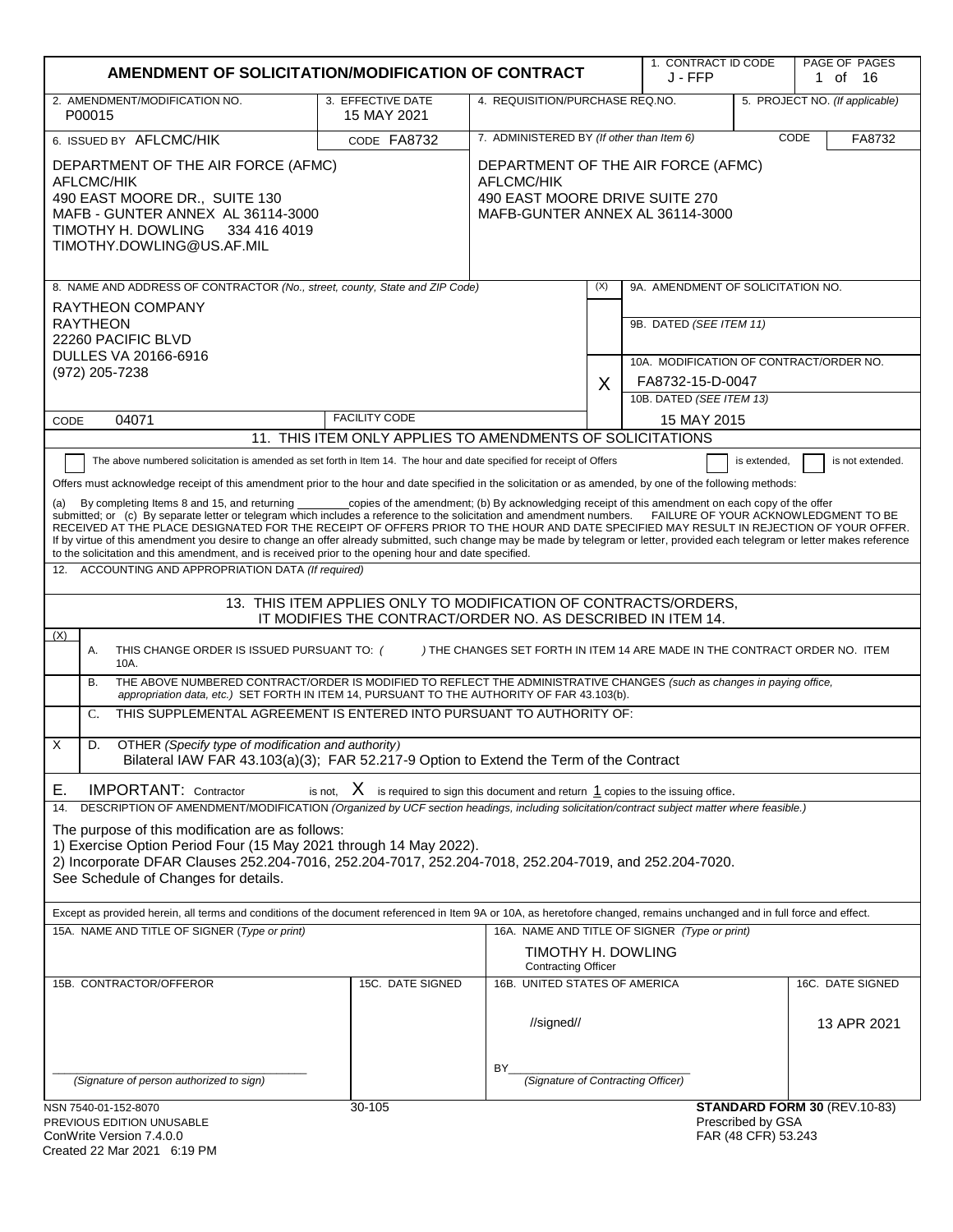# AMENDMENT OF SOLICITATION/MODIFICATION OF CONTRACT

| 1. CONTRACT ID CODE | PAGE OF PAGES |
|---|---|
| J - FFP | 1 of 16 |

| 2. AMENDMENT/MODIFICATION NO. | 3. EFFECTIVE DATE | 4. REQUISITION/PURCHASE REQ.NO. | 5. PROJECT NO. (If applicable) |
|---|---|---|---|
| P00015 | 15 MAY 2021 | | |

| 6. ISSUED BY AFLCMC/HIK — CODE FA8732 | 7. ADMINISTERED BY (If other than Item 6) — CODE FA8732 |
|---|---|
| DEPARTMENT OF THE AIR FORCE (AFMC)<br>AFLCMC/HIK<br>490 EAST MOORE DR., SUITE 130<br>MAFB - GUNTER ANNEX AL 36114-3000<br>TIMOTHY H. DOWLING 334 416 4019<br>TIMOTHY.DOWLING@US.AF.MIL | DEPARTMENT OF THE AIR FORCE (AFMC)<br>AFLCMC/HIK<br>490 EAST MOORE DRIVE SUITE 270<br>MAFB-GUNTER ANNEX AL 36114-3000 |

| 8. NAME AND ADDRESS OF CONTRACTOR (No., street, county, State and ZIP Code) | (X) | |
|---|---|---|
| RAYTHEON COMPANY<br>RAYTHEON<br>22260 PACIFIC BLVD<br>DULLES VA 20166-6916<br>(972) 205-7238 | | 9A. AMENDMENT OF SOLICITATION NO. |
| | | 9B. DATED (SEE ITEM 11) |
| | X | 10A. MODIFICATION OF CONTRACT/ORDER NO.<br>FA8732-15-D-0047 |
| CODE 04071 — FACILITY CODE | | 10B. DATED (SEE ITEM 13)<br>15 MAY 2015 |

## 11. THIS ITEM ONLY APPLIES TO AMENDMENTS OF SOLICITATIONS

☐ The above numbered solicitation is amended as set forth in Item 14. The hour and date specified for receipt of Offers ☐ is extended, ☐ is not extended.

Offers must acknowledge receipt of this amendment prior to the hour and date specified in the solicitation or as amended, by one of the following methods:

(a) By completing Items 8 and 15, and returning ________copies of the amendment; (b) By acknowledging receipt of this amendment on each copy of the offer submitted; or (c) By separate letter or telegram which includes a reference to the solicitation and amendment numbers. FAILURE OF YOUR ACKNOWLEDGMENT TO BE RECEIVED AT THE PLACE DESIGNATED FOR THE RECEIPT OF OFFERS PRIOR TO THE HOUR AND DATE SPECIFIED MAY RESULT IN REJECTION OF YOUR OFFER. If by virtue of this amendment you desire to change an offer already submitted, such change may be made by telegram or letter, provided each telegram or letter makes reference to the solicitation and this amendment, and is received prior to the opening hour and date specified.

12. ACCOUNTING AND APPROPRIATION DATA (If required)

## 13. THIS ITEM APPLIES ONLY TO MODIFICATION OF CONTRACTS/ORDERS, IT MODIFIES THE CONTRACT/ORDER NO. AS DESCRIBED IN ITEM 14.

| (X) | |
|---|---|
| | A. THIS CHANGE ORDER IS ISSUED PURSUANT TO: ( ) THE CHANGES SET FORTH IN ITEM 14 ARE MADE IN THE CONTRACT ORDER NO. ITEM 10A. |
| | B. THE ABOVE NUMBERED CONTRACT/ORDER IS MODIFIED TO REFLECT THE ADMINISTRATIVE CHANGES (such as changes in paying office, appropriation data, etc.) SET FORTH IN ITEM 14, PURSUANT TO THE AUTHORITY OF FAR 43.103(b). |
| | C. THIS SUPPLEMENTAL AGREEMENT IS ENTERED INTO PURSUANT TO AUTHORITY OF: |
| X | D. OTHER (Specify type of modification and authority)<br>Bilateral IAW FAR 43.103(a)(3); FAR 52.217-9 Option to Extend the Term of the Contract |

E. IMPORTANT: Contractor is not, X is required to sign this document and return 1 copies to the issuing office.

14. DESCRIPTION OF AMENDMENT/MODIFICATION (Organized by UCF section headings, including solicitation/contract subject matter where feasible.)

The purpose of this modification are as follows:
1) Exercise Option Period Four (15 May 2021 through 14 May 2022).
2) Incorporate DFAR Clauses 252.204-7016, 252.204-7017, 252.204-7018, 252.204-7019, and 252.204-7020.
See Schedule of Changes for details.

Except as provided herein, all terms and conditions of the document referenced in Item 9A or 10A, as heretofore changed, remains unchanged and in full force and effect.

| 15A. NAME AND TITLE OF SIGNER (Type or print) | | 16A. NAME AND TITLE OF SIGNER (Type or print) | |
|---|---|---|---|
| | | TIMOTHY H. DOWLING<br>Contracting Officer | |
| 15B. CONTRACTOR/OFFEROR | 15C. DATE SIGNED | 16B. UNITED STATES OF AMERICA | 16C. DATE SIGNED |
| ______________________<br>(Signature of person authorized to sign) | | //signed//<br>BY______________________<br>(Signature of Contracting Officer) | 13 APR 2021 |

NSN 7540-01-152-8070
PREVIOUS EDITION UNUSABLE
ConWrite Version 7.4.0.0
Created 22 Mar 2021 6:19 PM

30-105

**STANDARD FORM 30** (REV.10-83)
Prescribed by GSA
FAR (48 CFR) 53.243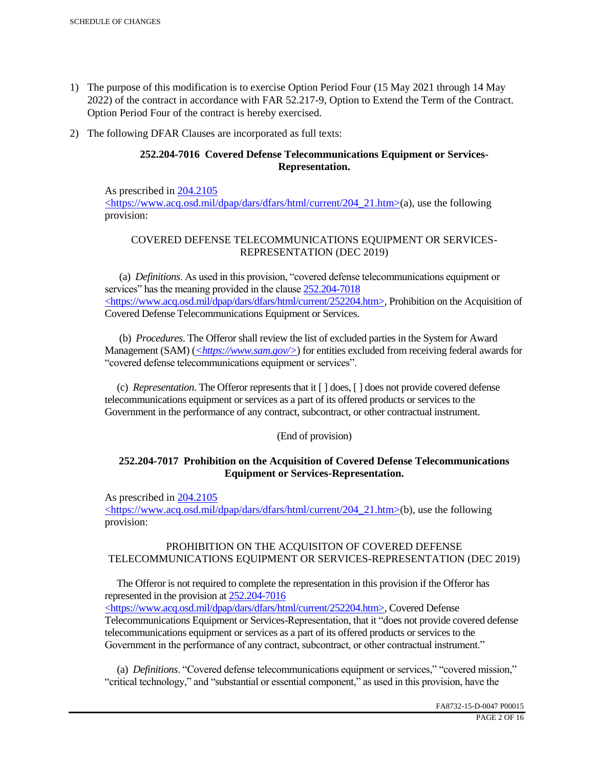1) The purpose of this modification is to exercise Option Period Four (15 May 2021 through 14 May 2022) of the contract in accordance with FAR 52.217-9, Option to Extend the Term of the Contract. Option Period Four of the contract is hereby exercised.

2) The following DFAR Clauses are incorporated as full texts:

**252.204-7016 Covered Defense Telecommunications Equipment or Services-Representation.**

As prescribed in 204.2105 <https://www.acq.osd.mil/dpap/dars/dfars/html/current/204_21.htm>(a), use the following provision:

COVERED DEFENSE TELECOMMUNICATIONS EQUIPMENT OR SERVICES-REPRESENTATION (DEC 2019)

(a) *Definitions*. As used in this provision, "covered defense telecommunications equipment or services" has the meaning provided in the clause 252.204-7018 <https://www.acq.osd.mil/dpap/dars/dfars/html/current/252204.htm>, Prohibition on the Acquisition of Covered Defense Telecommunications Equipment or Services.

(b) *Procedures*. The Offeror shall review the list of excluded parties in the System for Award Management (SAM) (*<https://www.sam.gov/>*) for entities excluded from receiving federal awards for "covered defense telecommunications equipment or services".

(c) *Representation*. The Offeror represents that it [ ] does, [ ] does not provide covered defense telecommunications equipment or services as a part of its offered products or services to the Government in the performance of any contract, subcontract, or other contractual instrument.

(End of provision)

**252.204-7017 Prohibition on the Acquisition of Covered Defense Telecommunications Equipment or Services-Representation.**

As prescribed in 204.2105 <https://www.acq.osd.mil/dpap/dars/dfars/html/current/204_21.htm>(b), use the following provision:

PROHIBITION ON THE ACQUISITON OF COVERED DEFENSE TELECOMMUNICATIONS EQUIPMENT OR SERVICES-REPRESENTATION (DEC 2019)

The Offeror is not required to complete the representation in this provision if the Offeror has represented in the provision at 252.204-7016 <https://www.acq.osd.mil/dpap/dars/dfars/html/current/252204.htm>, Covered Defense Telecommunications Equipment or Services-Representation, that it "does not provide covered defense telecommunications equipment or services as a part of its offered products or services to the Government in the performance of any contract, subcontract, or other contractual instrument."

(a) *Definitions*. "Covered defense telecommunications equipment or services," "covered mission," "critical technology," and "substantial or essential component," as used in this provision, have the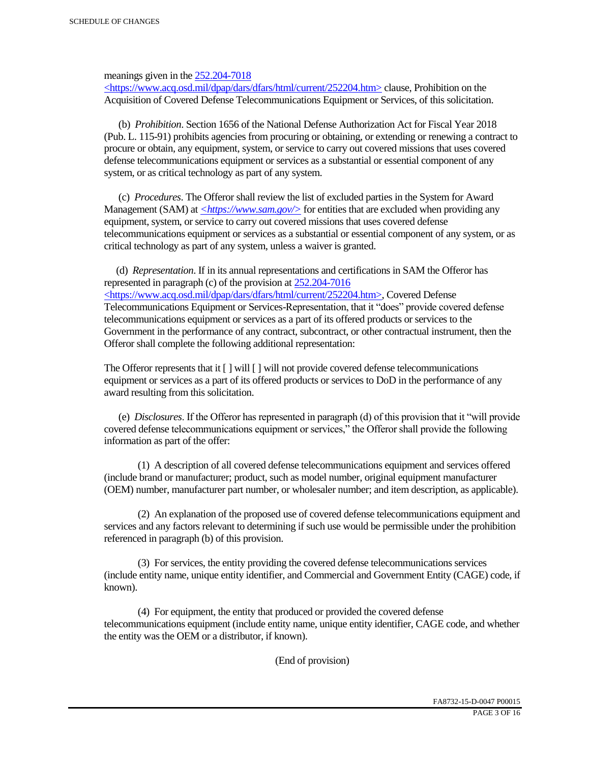meanings given in the [252.204-7018](https://www.acq.osd.mil/dpap/dars/dfars/html/current/252204.htm) <https://www.acq.osd.mil/dpap/dars/dfars/html/current/252204.htm> clause, Prohibition on the Acquisition of Covered Defense Telecommunications Equipment or Services, of this solicitation.

(b) *Prohibition*. Section 1656 of the National Defense Authorization Act for Fiscal Year 2018 (Pub. L. 115-91) prohibits agencies from procuring or obtaining, or extending or renewing a contract to procure or obtain, any equipment, system, or service to carry out covered missions that uses covered defense telecommunications equipment or services as a substantial or essential component of any system, or as critical technology as part of any system.

(c) *Procedures*. The Offeror shall review the list of excluded parties in the System for Award Management (SAM) at *<https://www.sam.gov/>* for entities that are excluded when providing any equipment, system, or service to carry out covered missions that uses covered defense telecommunications equipment or services as a substantial or essential component of any system, or as critical technology as part of any system, unless a waiver is granted.

(d) *Representation*. If in its annual representations and certifications in SAM the Offeror has represented in paragraph (c) of the provision at [252.204-7016](https://www.acq.osd.mil/dpap/dars/dfars/html/current/252204.htm) <https://www.acq.osd.mil/dpap/dars/dfars/html/current/252204.htm>, Covered Defense Telecommunications Equipment or Services-Representation, that it "does" provide covered defense telecommunications equipment or services as a part of its offered products or services to the Government in the performance of any contract, subcontract, or other contractual instrument, then the Offeror shall complete the following additional representation:

The Offeror represents that it [ ] will [ ] will not provide covered defense telecommunications equipment or services as a part of its offered products or services to DoD in the performance of any award resulting from this solicitation.

(e) *Disclosures*. If the Offeror has represented in paragraph (d) of this provision that it "will provide covered defense telecommunications equipment or services," the Offeror shall provide the following information as part of the offer:

(1) A description of all covered defense telecommunications equipment and services offered (include brand or manufacturer; product, such as model number, original equipment manufacturer (OEM) number, manufacturer part number, or wholesaler number; and item description, as applicable).

(2) An explanation of the proposed use of covered defense telecommunications equipment and services and any factors relevant to determining if such use would be permissible under the prohibition referenced in paragraph (b) of this provision.

(3) For services, the entity providing the covered defense telecommunications services (include entity name, unique entity identifier, and Commercial and Government Entity (CAGE) code, if known).

(4) For equipment, the entity that produced or provided the covered defense telecommunications equipment (include entity name, unique entity identifier, CAGE code, and whether the entity was the OEM or a distributor, if known).

(End of provision)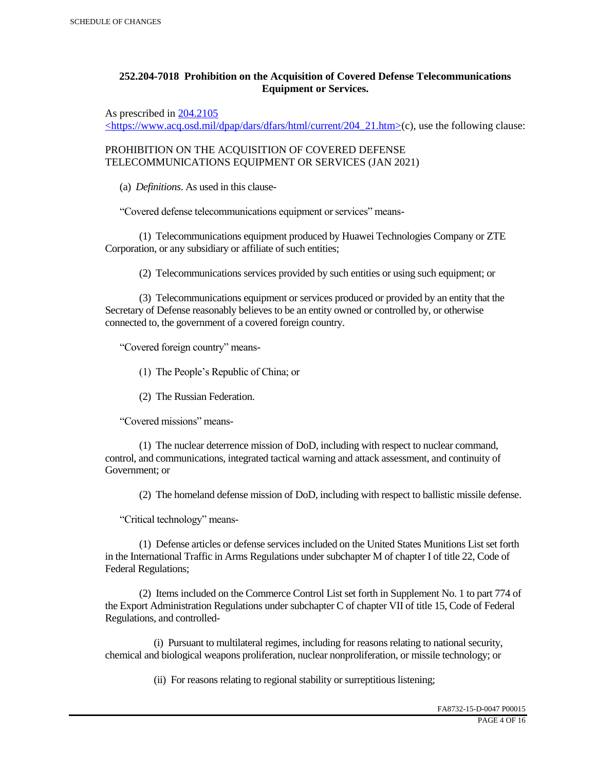### 252.204-7018 Prohibition on the Acquisition of Covered Defense Telecommunications Equipment or Services.

As prescribed in [204.2105 <https://www.acq.osd.mil/dpap/dars/dfars/html/current/204_21.htm>](https://www.acq.osd.mil/dpap/dars/dfars/html/current/204_21.htm)(c), use the following clause:

PROHIBITION ON THE ACQUISITION OF COVERED DEFENSE TELECOMMUNICATIONS EQUIPMENT OR SERVICES (JAN 2021)

(a) *Definitions*. As used in this clause-

"Covered defense telecommunications equipment or services" means-

(1) Telecommunications equipment produced by Huawei Technologies Company or ZTE Corporation, or any subsidiary or affiliate of such entities;

(2) Telecommunications services provided by such entities or using such equipment; or

(3) Telecommunications equipment or services produced or provided by an entity that the Secretary of Defense reasonably believes to be an entity owned or controlled by, or otherwise connected to, the government of a covered foreign country.

"Covered foreign country" means-

(1) The People's Republic of China; or

(2) The Russian Federation.

"Covered missions" means-

(1) The nuclear deterrence mission of DoD, including with respect to nuclear command, control, and communications, integrated tactical warning and attack assessment, and continuity of Government; or

(2) The homeland defense mission of DoD, including with respect to ballistic missile defense.

"Critical technology" means-

(1) Defense articles or defense services included on the United States Munitions List set forth in the International Traffic in Arms Regulations under subchapter M of chapter I of title 22, Code of Federal Regulations;

(2) Items included on the Commerce Control List set forth in Supplement No. 1 to part 774 of the Export Administration Regulations under subchapter C of chapter VII of title 15, Code of Federal Regulations, and controlled-

(i) Pursuant to multilateral regimes, including for reasons relating to national security, chemical and biological weapons proliferation, nuclear nonproliferation, or missile technology; or

(ii) For reasons relating to regional stability or surreptitious listening;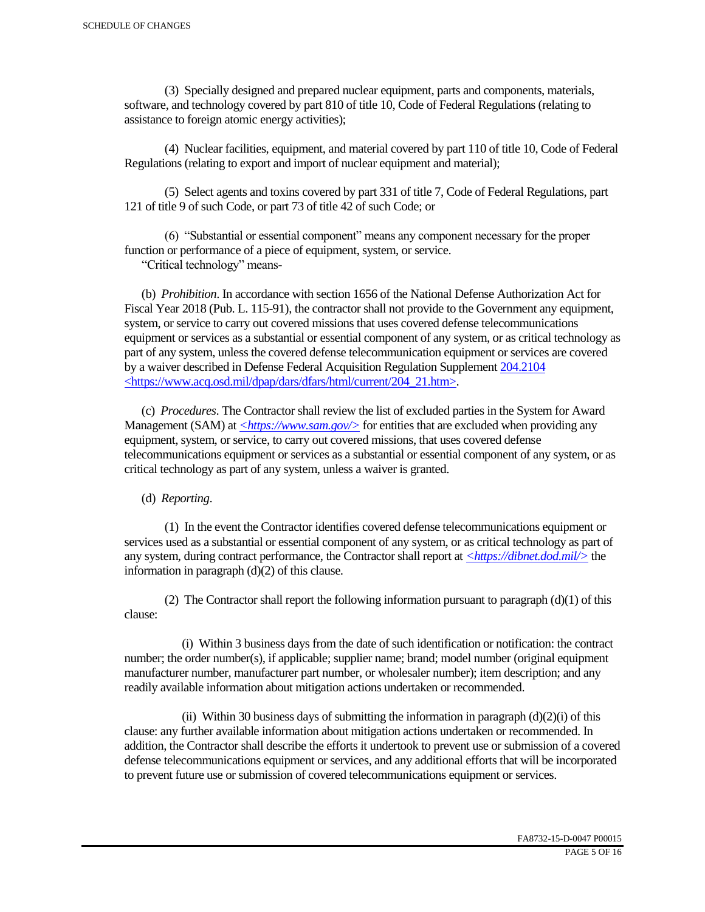(3) Specially designed and prepared nuclear equipment, parts and components, materials, software, and technology covered by part 810 of title 10, Code of Federal Regulations (relating to assistance to foreign atomic energy activities);

(4) Nuclear facilities, equipment, and material covered by part 110 of title 10, Code of Federal Regulations (relating to export and import of nuclear equipment and material);

(5) Select agents and toxins covered by part 331 of title 7, Code of Federal Regulations, part 121 of title 9 of such Code, or part 73 of title 42 of such Code; or

(6) "Substantial or essential component" means any component necessary for the proper function or performance of a piece of equipment, system, or service.
"Critical technology" means-

(b) *Prohibition*. In accordance with section 1656 of the National Defense Authorization Act for Fiscal Year 2018 (Pub. L. 115-91), the contractor shall not provide to the Government any equipment, system, or service to carry out covered missions that uses covered defense telecommunications equipment or services as a substantial or essential component of any system, or as critical technology as part of any system, unless the covered defense telecommunication equipment or services are covered by a waiver described in Defense Federal Acquisition Regulation Supplement 204.2104 <https://www.acq.osd.mil/dpap/dars/dfars/html/current/204_21.htm>.

(c) *Procedures*. The Contractor shall review the list of excluded parties in the System for Award Management (SAM) at *<https://www.sam.gov/>* for entities that are excluded when providing any equipment, system, or service, to carry out covered missions, that uses covered defense telecommunications equipment or services as a substantial or essential component of any system, or as critical technology as part of any system, unless a waiver is granted.

(d) *Reporting*.

(1) In the event the Contractor identifies covered defense telecommunications equipment or services used as a substantial or essential component of any system, or as critical technology as part of any system, during contract performance, the Contractor shall report at *<https://dibnet.dod.mil/>* the information in paragraph (d)(2) of this clause.

(2) The Contractor shall report the following information pursuant to paragraph (d)(1) of this clause:

(i) Within 3 business days from the date of such identification or notification: the contract number; the order number(s), if applicable; supplier name; brand; model number (original equipment manufacturer number, manufacturer part number, or wholesaler number); item description; and any readily available information about mitigation actions undertaken or recommended.

(ii) Within 30 business days of submitting the information in paragraph (d)(2)(i) of this clause: any further available information about mitigation actions undertaken or recommended. In addition, the Contractor shall describe the efforts it undertook to prevent use or submission of a covered defense telecommunications equipment or services, and any additional efforts that will be incorporated to prevent future use or submission of covered telecommunications equipment or services.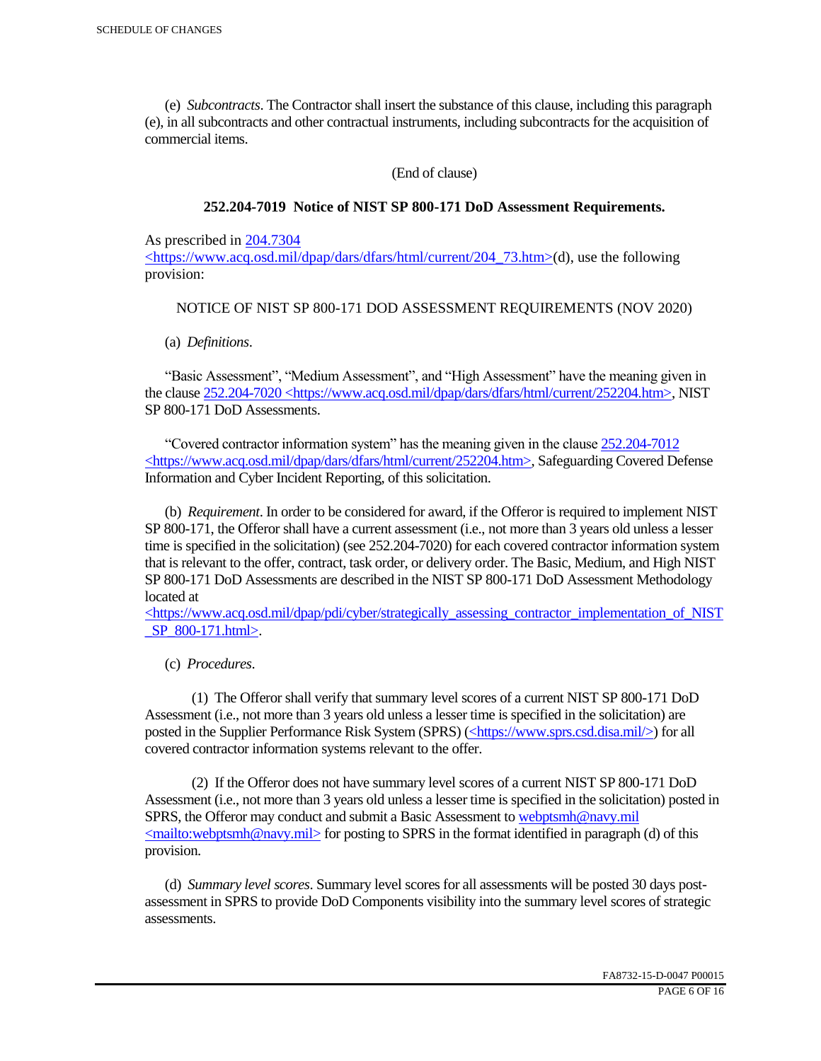(e) *Subcontracts*. The Contractor shall insert the substance of this clause, including this paragraph (e), in all subcontracts and other contractual instruments, including subcontracts for the acquisition of commercial items.

(End of clause)

**252.204-7019 Notice of NIST SP 800-171 DoD Assessment Requirements.**

As prescribed in 204.7304 <https://www.acq.osd.mil/dpap/dars/dfars/html/current/204_73.htm>(d), use the following provision:

NOTICE OF NIST SP 800-171 DOD ASSESSMENT REQUIREMENTS (NOV 2020)

(a) *Definitions*.

"Basic Assessment", "Medium Assessment", and "High Assessment" have the meaning given in the clause 252.204-7020 <https://www.acq.osd.mil/dpap/dars/dfars/html/current/252204.htm>, NIST SP 800-171 DoD Assessments.

"Covered contractor information system" has the meaning given in the clause 252.204-7012 <https://www.acq.osd.mil/dpap/dars/dfars/html/current/252204.htm>, Safeguarding Covered Defense Information and Cyber Incident Reporting, of this solicitation.

(b) *Requirement*. In order to be considered for award, if the Offeror is required to implement NIST SP 800-171, the Offeror shall have a current assessment (i.e., not more than 3 years old unless a lesser time is specified in the solicitation) (see 252.204-7020) for each covered contractor information system that is relevant to the offer, contract, task order, or delivery order. The Basic, Medium, and High NIST SP 800-171 DoD Assessments are described in the NIST SP 800-171 DoD Assessment Methodology located at <https://www.acq.osd.mil/dpap/pdi/cyber/strategically_assessing_contractor_implementation_of_NIST_SP_800-171.html>.

(c) *Procedures*.

(1) The Offeror shall verify that summary level scores of a current NIST SP 800-171 DoD Assessment (i.e., not more than 3 years old unless a lesser time is specified in the solicitation) are posted in the Supplier Performance Risk System (SPRS) (<https://www.sprs.csd.disa.mil/>) for all covered contractor information systems relevant to the offer.

(2) If the Offeror does not have summary level scores of a current NIST SP 800-171 DoD Assessment (i.e., not more than 3 years old unless a lesser time is specified in the solicitation) posted in SPRS, the Offeror may conduct and submit a Basic Assessment to webptsmh@navy.mil <mailto:webptsmh@navy.mil> for posting to SPRS in the format identified in paragraph (d) of this provision.

(d) *Summary level scores*. Summary level scores for all assessments will be posted 30 days post-assessment in SPRS to provide DoD Components visibility into the summary level scores of strategic assessments.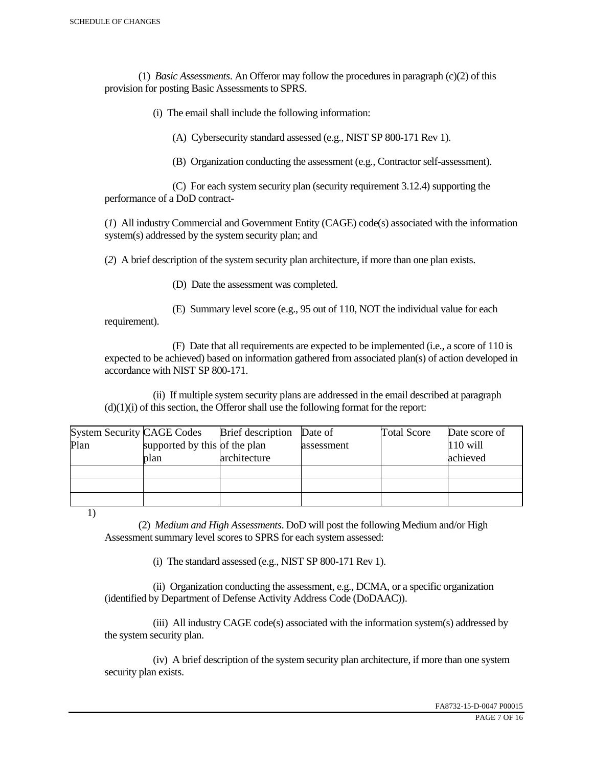(1) *Basic Assessments*. An Offeror may follow the procedures in paragraph (c)(2) of this provision for posting Basic Assessments to SPRS.

(i) The email shall include the following information:

(A) Cybersecurity standard assessed (e.g., NIST SP 800-171 Rev 1).

(B) Organization conducting the assessment (e.g., Contractor self-assessment).

(C) For each system security plan (security requirement 3.12.4) supporting the performance of a DoD contract-

(*1*) All industry Commercial and Government Entity (CAGE) code(s) associated with the information system(s) addressed by the system security plan; and

(*2*) A brief description of the system security plan architecture, if more than one plan exists.

(D) Date the assessment was completed.

(E) Summary level score (e.g., 95 out of 110, NOT the individual value for each requirement).

(F) Date that all requirements are expected to be implemented (i.e., a score of 110 is expected to be achieved) based on information gathered from associated plan(s) of action developed in accordance with NIST SP 800-171.

(ii) If multiple system security plans are addressed in the email described at paragraph (d)(1)(i) of this section, the Offeror shall use the following format for the report:

| System Security Plan | CAGE Codes supported by this plan | Brief description of the plan architecture | Date of assessment | Total Score | Date score of 110 will achieved |
|---|---|---|---|---|---|
| | | | | | |
| | | | | | |
| | | | | | |

1)

(2) *Medium and High Assessments*. DoD will post the following Medium and/or High Assessment summary level scores to SPRS for each system assessed:

(i) The standard assessed (e.g., NIST SP 800-171 Rev 1).

(ii) Organization conducting the assessment, e.g., DCMA, or a specific organization (identified by Department of Defense Activity Address Code (DoDAAC)).

(iii) All industry CAGE code(s) associated with the information system(s) addressed by the system security plan.

(iv) A brief description of the system security plan architecture, if more than one system security plan exists.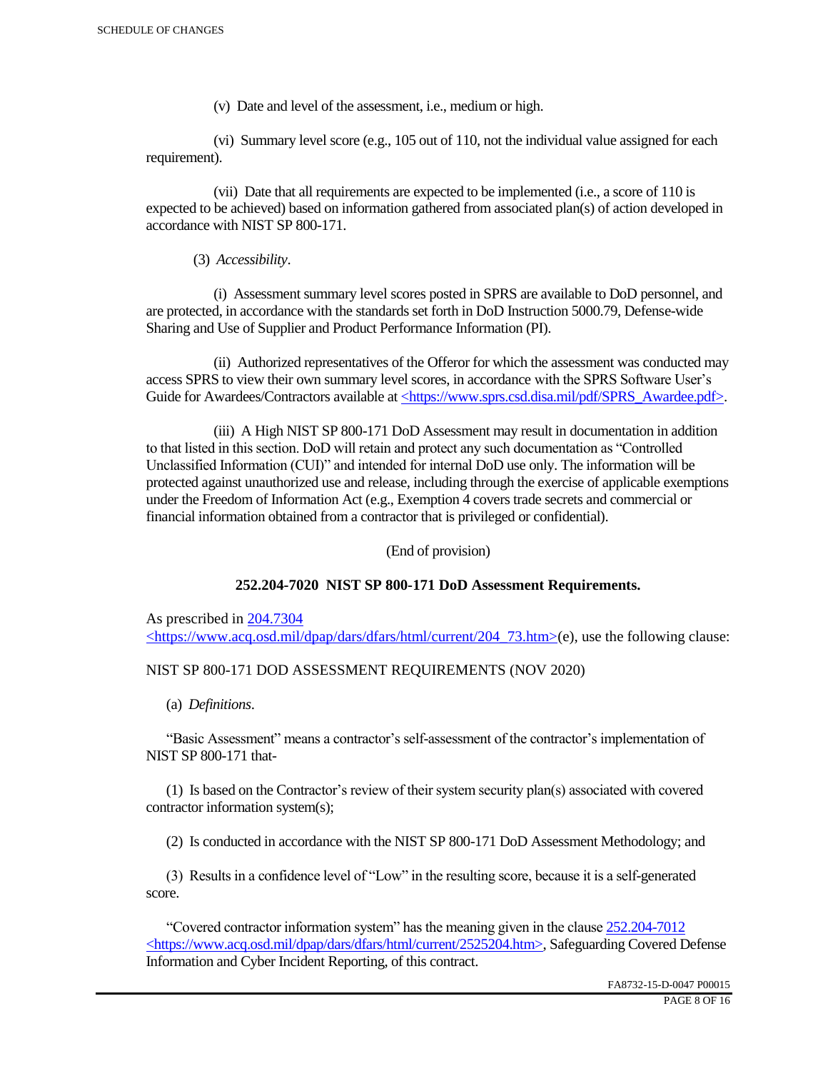(v) Date and level of the assessment, i.e., medium or high.

(vi) Summary level score (e.g., 105 out of 110, not the individual value assigned for each requirement).

(vii) Date that all requirements are expected to be implemented (i.e., a score of 110 is expected to be achieved) based on information gathered from associated plan(s) of action developed in accordance with NIST SP 800-171.

(3) *Accessibility*.

(i) Assessment summary level scores posted in SPRS are available to DoD personnel, and are protected, in accordance with the standards set forth in DoD Instruction 5000.79, Defense-wide Sharing and Use of Supplier and Product Performance Information (PI).

(ii) Authorized representatives of the Offeror for which the assessment was conducted may access SPRS to view their own summary level scores, in accordance with the SPRS Software User's Guide for Awardees/Contractors available at <https://www.sprs.csd.disa.mil/pdf/SPRS_Awardee.pdf>.

(iii) A High NIST SP 800-171 DoD Assessment may result in documentation in addition to that listed in this section. DoD will retain and protect any such documentation as "Controlled Unclassified Information (CUI)" and intended for internal DoD use only. The information will be protected against unauthorized use and release, including through the exercise of applicable exemptions under the Freedom of Information Act (e.g., Exemption 4 covers trade secrets and commercial or financial information obtained from a contractor that is privileged or confidential).

(End of provision)

**252.204-7020 NIST SP 800-171 DoD Assessment Requirements.**

As prescribed in 204.7304 <https://www.acq.osd.mil/dpap/dars/dfars/html/current/204_73.htm>(e), use the following clause:

NIST SP 800-171 DOD ASSESSMENT REQUIREMENTS (NOV 2020)

(a) *Definitions*.

"Basic Assessment" means a contractor's self-assessment of the contractor's implementation of NIST SP 800-171 that-

(1) Is based on the Contractor's review of their system security plan(s) associated with covered contractor information system(s);

(2) Is conducted in accordance with the NIST SP 800-171 DoD Assessment Methodology; and

(3) Results in a confidence level of "Low" in the resulting score, because it is a self-generated score.

"Covered contractor information system" has the meaning given in the clause 252.204-7012 <https://www.acq.osd.mil/dpap/dars/dfars/html/current/2525204.htm>, Safeguarding Covered Defense Information and Cyber Incident Reporting, of this contract.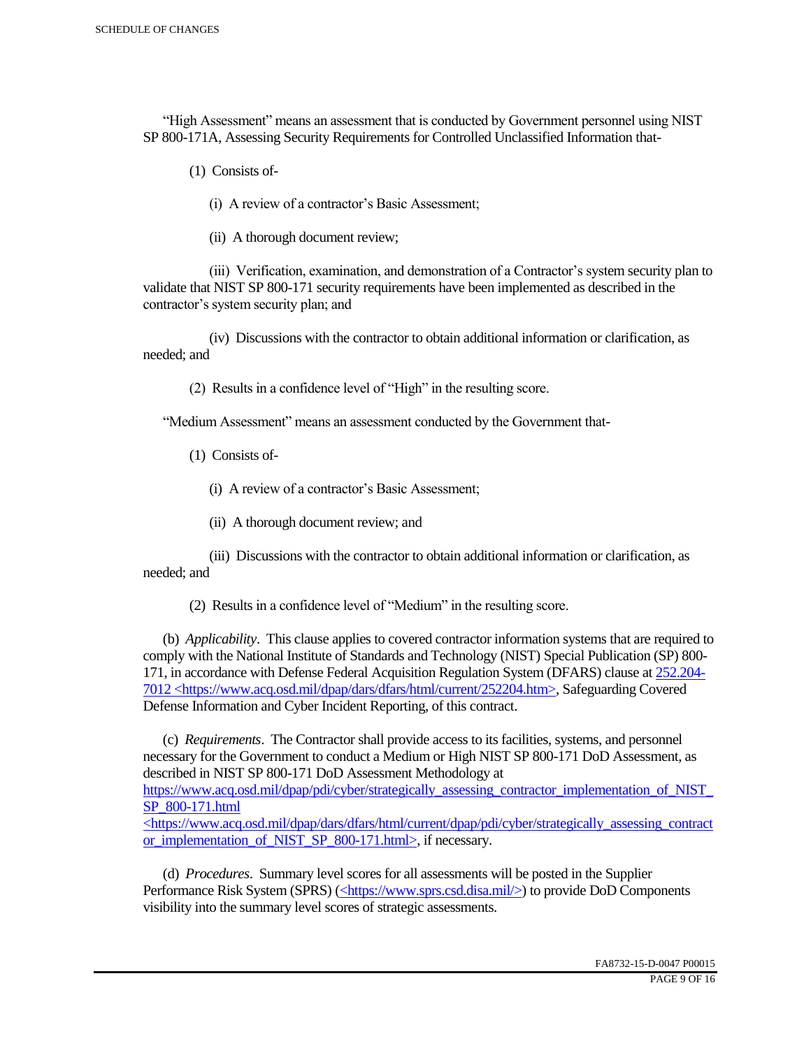"High Assessment" means an assessment that is conducted by Government personnel using NIST SP 800-171A, Assessing Security Requirements for Controlled Unclassified Information that-

(1) Consists of-

(i) A review of a contractor's Basic Assessment;

(ii) A thorough document review;

(iii) Verification, examination, and demonstration of a Contractor's system security plan to validate that NIST SP 800-171 security requirements have been implemented as described in the contractor's system security plan; and

(iv) Discussions with the contractor to obtain additional information or clarification, as needed; and

(2) Results in a confidence level of "High" in the resulting score.

"Medium Assessment" means an assessment conducted by the Government that-

(1) Consists of-

(i) A review of a contractor's Basic Assessment;

(ii) A thorough document review; and

(iii) Discussions with the contractor to obtain additional information or clarification, as needed; and

(2) Results in a confidence level of "Medium" in the resulting score.

(b) *Applicability*. This clause applies to covered contractor information systems that are required to comply with the National Institute of Standards and Technology (NIST) Special Publication (SP) 800-171, in accordance with Defense Federal Acquisition Regulation System (DFARS) clause at 252.204-7012 <https://www.acq.osd.mil/dpap/dars/dfars/html/current/252204.htm>, Safeguarding Covered Defense Information and Cyber Incident Reporting, of this contract.

(c) *Requirements*. The Contractor shall provide access to its facilities, systems, and personnel necessary for the Government to conduct a Medium or High NIST SP 800-171 DoD Assessment, as described in NIST SP 800-171 DoD Assessment Methodology at https://www.acq.osd.mil/dpap/pdi/cyber/strategically_assessing_contractor_implementation_of_NIST_SP_800-171.html <https://www.acq.osd.mil/dpap/dars/dfars/html/current/dpap/pdi/cyber/strategically_assessing_contractor_implementation_of_NIST_SP_800-171.html>, if necessary.

(d) *Procedures*. Summary level scores for all assessments will be posted in the Supplier Performance Risk System (SPRS) (<https://www.sprs.csd.disa.mil/>) to provide DoD Components visibility into the summary level scores of strategic assessments.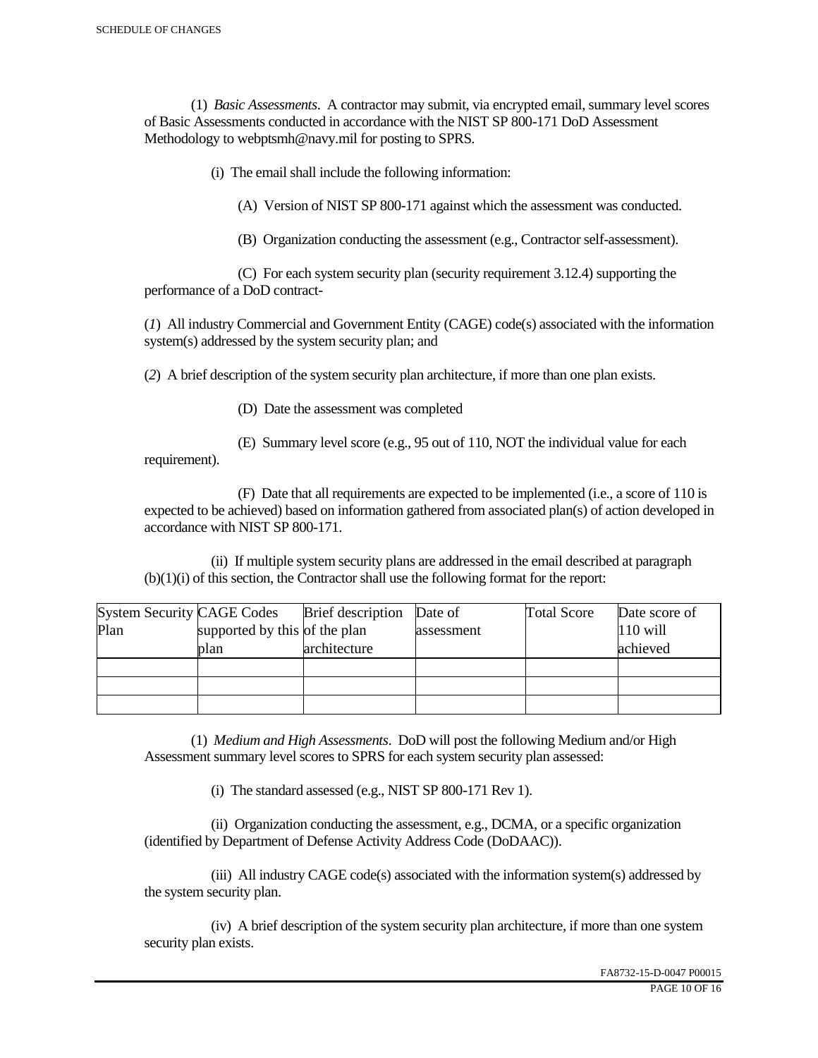(1) *Basic Assessments*. A contractor may submit, via encrypted email, summary level scores of Basic Assessments conducted in accordance with the NIST SP 800-171 DoD Assessment Methodology to webptsmh@navy.mil for posting to SPRS.

(i) The email shall include the following information:

(A) Version of NIST SP 800-171 against which the assessment was conducted.

(B) Organization conducting the assessment (e.g., Contractor self-assessment).

(C) For each system security plan (security requirement 3.12.4) supporting the performance of a DoD contract-

(*1*) All industry Commercial and Government Entity (CAGE) code(s) associated with the information system(s) addressed by the system security plan; and

(*2*) A brief description of the system security plan architecture, if more than one plan exists.

(D) Date the assessment was completed

(E) Summary level score (e.g., 95 out of 110, NOT the individual value for each requirement).

(F) Date that all requirements are expected to be implemented (i.e., a score of 110 is expected to be achieved) based on information gathered from associated plan(s) of action developed in accordance with NIST SP 800-171.

(ii) If multiple system security plans are addressed in the email described at paragraph (b)(1)(i) of this section, the Contractor shall use the following format for the report:

| System Security Plan | CAGE Codes supported by this plan | Brief description of the plan architecture | Date of assessment | Total Score | Date score of 110 will achieved |
|---|---|---|---|---|---|
| | | | | | |
| | | | | | |
| | | | | | |

(1) *Medium and High Assessments*. DoD will post the following Medium and/or High Assessment summary level scores to SPRS for each system security plan assessed:

(i) The standard assessed (e.g., NIST SP 800-171 Rev 1).

(ii) Organization conducting the assessment, e.g., DCMA, or a specific organization (identified by Department of Defense Activity Address Code (DoDAAC)).

(iii) All industry CAGE code(s) associated with the information system(s) addressed by the system security plan.

(iv) A brief description of the system security plan architecture, if more than one system security plan exists.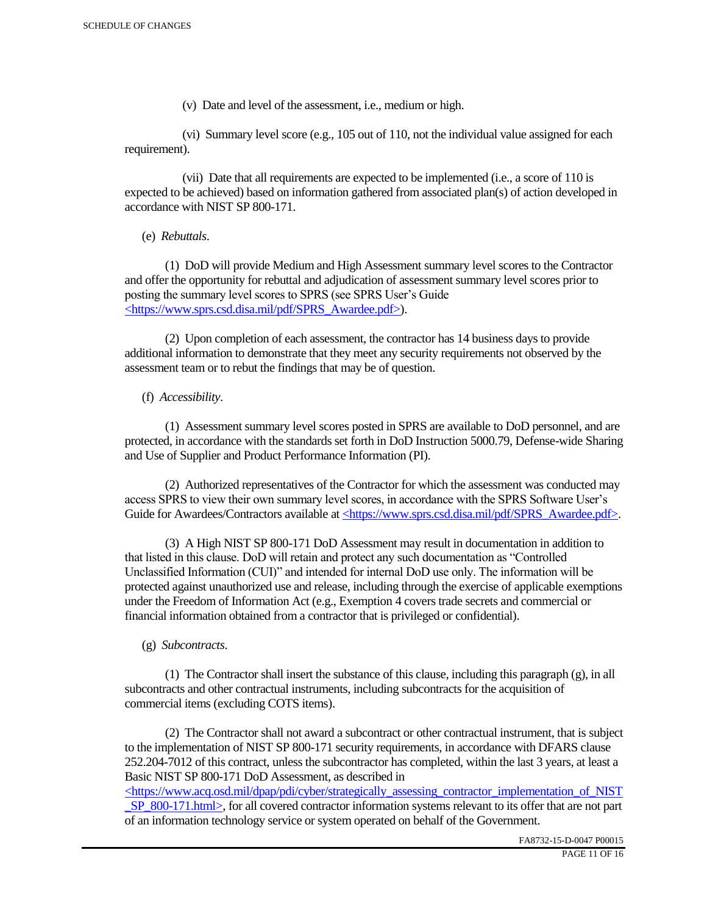(v) Date and level of the assessment, i.e., medium or high.

(vi) Summary level score (e.g., 105 out of 110, not the individual value assigned for each requirement).

(vii) Date that all requirements are expected to be implemented (i.e., a score of 110 is expected to be achieved) based on information gathered from associated plan(s) of action developed in accordance with NIST SP 800-171.

(e) *Rebuttals*.

(1) DoD will provide Medium and High Assessment summary level scores to the Contractor and offer the opportunity for rebuttal and adjudication of assessment summary level scores prior to posting the summary level scores to SPRS (see SPRS User's Guide <https://www.sprs.csd.disa.mil/pdf/SPRS_Awardee.pdf>).

(2) Upon completion of each assessment, the contractor has 14 business days to provide additional information to demonstrate that they meet any security requirements not observed by the assessment team or to rebut the findings that may be of question.

(f) *Accessibility*.

(1) Assessment summary level scores posted in SPRS are available to DoD personnel, and are protected, in accordance with the standards set forth in DoD Instruction 5000.79, Defense-wide Sharing and Use of Supplier and Product Performance Information (PI).

(2) Authorized representatives of the Contractor for which the assessment was conducted may access SPRS to view their own summary level scores, in accordance with the SPRS Software User's Guide for Awardees/Contractors available at <https://www.sprs.csd.disa.mil/pdf/SPRS_Awardee.pdf>.

(3) A High NIST SP 800-171 DoD Assessment may result in documentation in addition to that listed in this clause. DoD will retain and protect any such documentation as "Controlled Unclassified Information (CUI)" and intended for internal DoD use only. The information will be protected against unauthorized use and release, including through the exercise of applicable exemptions under the Freedom of Information Act (e.g., Exemption 4 covers trade secrets and commercial or financial information obtained from a contractor that is privileged or confidential).

(g) *Subcontracts*.

(1) The Contractor shall insert the substance of this clause, including this paragraph (g), in all subcontracts and other contractual instruments, including subcontracts for the acquisition of commercial items (excluding COTS items).

(2) The Contractor shall not award a subcontract or other contractual instrument, that is subject to the implementation of NIST SP 800-171 security requirements, in accordance with DFARS clause 252.204-7012 of this contract, unless the subcontractor has completed, within the last 3 years, at least a Basic NIST SP 800-171 DoD Assessment, as described in <https://www.acq.osd.mil/dpap/pdi/cyber/strategically_assessing_contractor_implementation_of_NIST_SP_800-171.html>, for all covered contractor information systems relevant to its offer that are not part of an information technology service or system operated on behalf of the Government.

FA8732-15-D-0047 P00015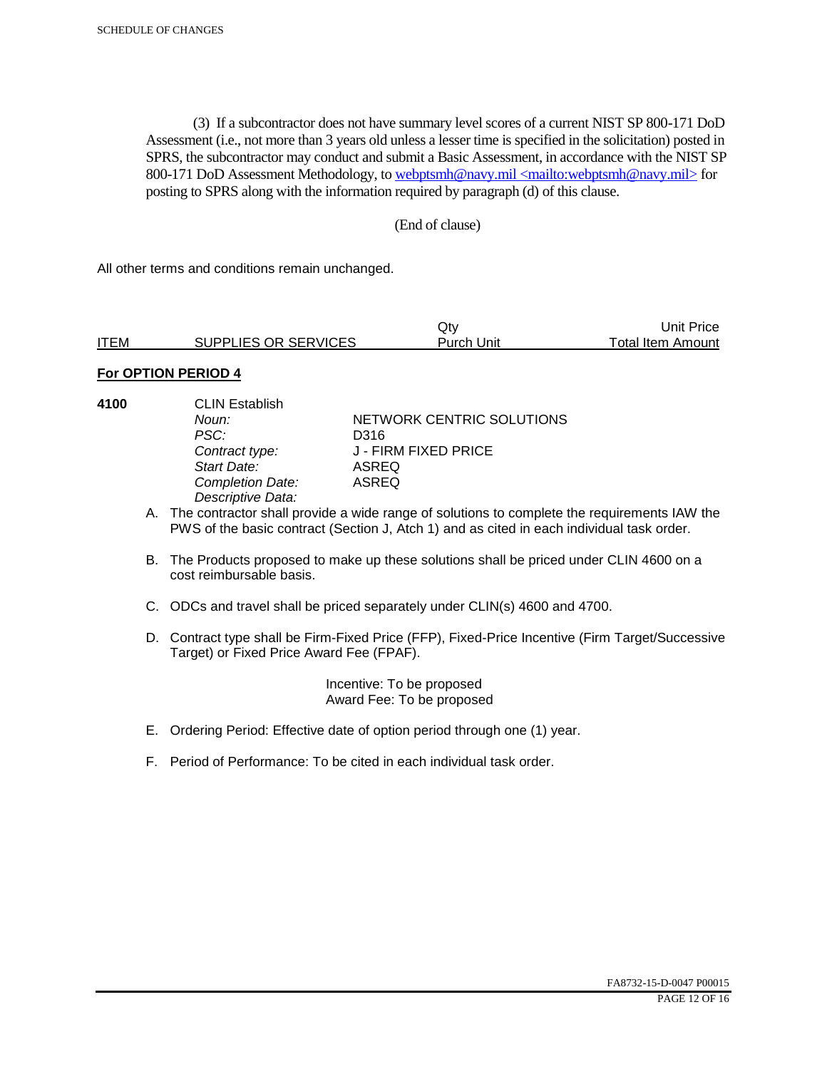(3) If a subcontractor does not have summary level scores of a current NIST SP 800-171 DoD Assessment (i.e., not more than 3 years old unless a lesser time is specified in the solicitation) posted in SPRS, the subcontractor may conduct and submit a Basic Assessment, in accordance with the NIST SP 800-171 DoD Assessment Methodology, to webptsmh@navy.mil <mailto:webptsmh@navy.mil> for posting to SPRS along with the information required by paragraph (d) of this clause.

(End of clause)

All other terms and conditions remain unchanged.

| ITEM | SUPPLIES OR SERVICES | Qty<br>Purch Unit | Unit Price<br>Total Item Amount |
|---|---|---|---|

**For OPTION PERIOD 4**

**4100** CLIN Establish

*Noun:* NETWORK CENTRIC SOLUTIONS
*PSC:* D316
*Contract type:* J - FIRM FIXED PRICE
*Start Date:* ASREQ
*Completion Date:* ASREQ
*Descriptive Data:*

A. The contractor shall provide a wide range of solutions to complete the requirements IAW the PWS of the basic contract (Section J, Atch 1) and as cited in each individual task order.

B. The Products proposed to make up these solutions shall be priced under CLIN 4600 on a cost reimbursable basis.

C. ODCs and travel shall be priced separately under CLIN(s) 4600 and 4700.

D. Contract type shall be Firm-Fixed Price (FFP), Fixed-Price Incentive (Firm Target/Successive Target) or Fixed Price Award Fee (FPAF).

Incentive: To be proposed
Award Fee: To be proposed

E. Ordering Period: Effective date of option period through one (1) year.

F. Period of Performance: To be cited in each individual task order.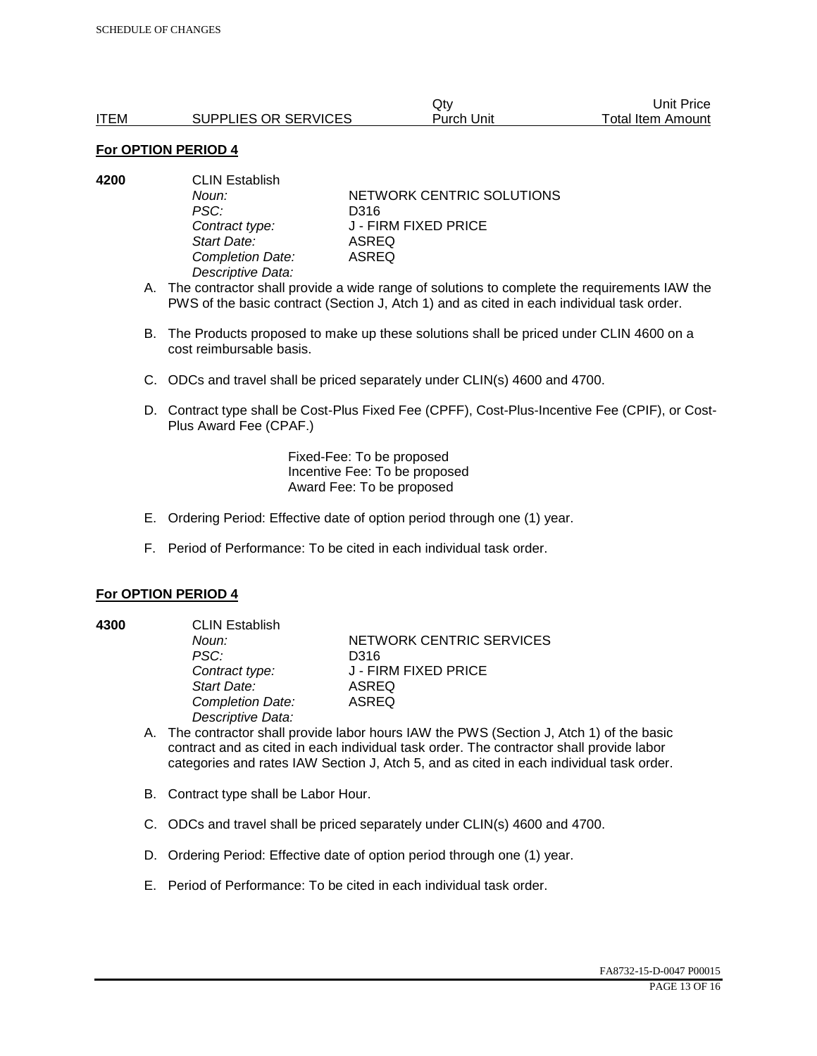| ITEM | SUPPLIES OR SERVICES | Qty Purch Unit | Unit Price Total Item Amount |
|---|---|---|---|

**For OPTION PERIOD 4**

**4200** CLIN Establish

*Noun:* NETWORK CENTRIC SOLUTIONS
*PSC:* D316
*Contract type:* J - FIRM FIXED PRICE
*Start Date:* ASREQ
*Completion Date:* ASREQ
*Descriptive Data:*

A. The contractor shall provide a wide range of solutions to complete the requirements IAW the PWS of the basic contract (Section J, Atch 1) and as cited in each individual task order.

B. The Products proposed to make up these solutions shall be priced under CLIN 4600 on a cost reimbursable basis.

C. ODCs and travel shall be priced separately under CLIN(s) 4600 and 4700.

D. Contract type shall be Cost-Plus Fixed Fee (CPFF), Cost-Plus-Incentive Fee (CPIF), or Cost-Plus Award Fee (CPAF.)

Fixed-Fee: To be proposed
Incentive Fee: To be proposed
Award Fee: To be proposed

E. Ordering Period: Effective date of option period through one (1) year.

F. Period of Performance: To be cited in each individual task order.

**For OPTION PERIOD 4**

**4300** CLIN Establish

*Noun:* NETWORK CENTRIC SERVICES
*PSC:* D316
*Contract type:* J - FIRM FIXED PRICE
*Start Date:* ASREQ
*Completion Date:* ASREQ
*Descriptive Data:*

A. The contractor shall provide labor hours IAW the PWS (Section J, Atch 1) of the basic contract and as cited in each individual task order. The contractor shall provide labor categories and rates IAW Section J, Atch 5, and as cited in each individual task order.

B. Contract type shall be Labor Hour.

C. ODCs and travel shall be priced separately under CLIN(s) 4600 and 4700.

D. Ordering Period: Effective date of option period through one (1) year.

E. Period of Performance: To be cited in each individual task order.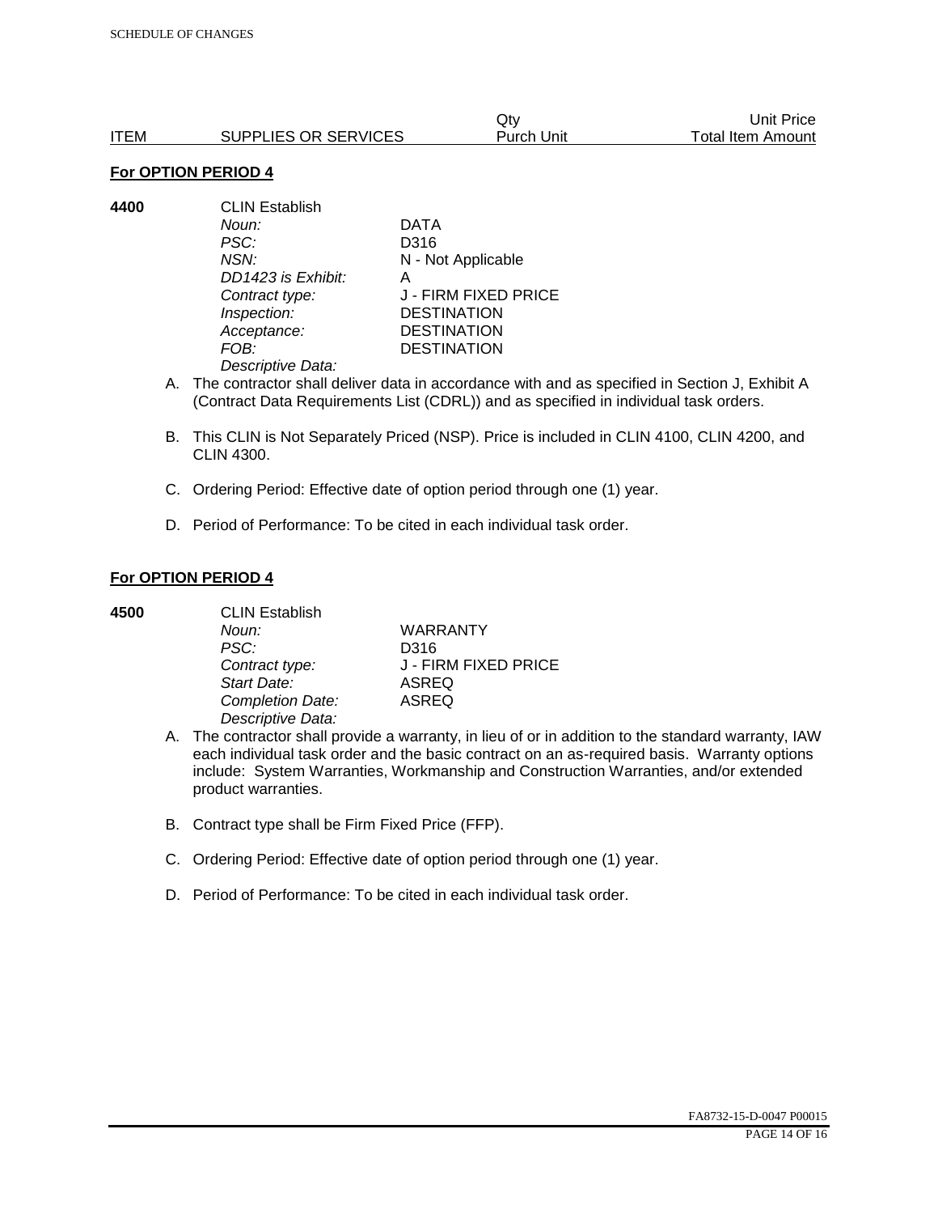| ITEM | SUPPLIES OR SERVICES | Qty Purch Unit | Unit Price Total Item Amount |
|---|---|---|---|

**For OPTION PERIOD 4**

**4400** CLIN Establish

| | |
|---|---|
| *Noun:* | DATA |
| *PSC:* | D316 |
| *NSN:* | N - Not Applicable |
| *DD1423 is Exhibit:* | A |
| *Contract type:* | J - FIRM FIXED PRICE |
| *Inspection:* | DESTINATION |
| *Acceptance:* | DESTINATION |
| *FOB:* | DESTINATION |
| *Descriptive Data:* | |

A. The contractor shall deliver data in accordance with and as specified in Section J, Exhibit A (Contract Data Requirements List (CDRL)) and as specified in individual task orders.

B. This CLIN is Not Separately Priced (NSP). Price is included in CLIN 4100, CLIN 4200, and CLIN 4300.

C. Ordering Period: Effective date of option period through one (1) year.

D. Period of Performance: To be cited in each individual task order.

**For OPTION PERIOD 4**

**4500** CLIN Establish

| | |
|---|---|
| *Noun:* | WARRANTY |
| *PSC:* | D316 |
| *Contract type:* | J - FIRM FIXED PRICE |
| *Start Date:* | ASREQ |
| *Completion Date:* | ASREQ |
| *Descriptive Data:* | |

A. The contractor shall provide a warranty, in lieu of or in addition to the standard warranty, IAW each individual task order and the basic contract on an as-required basis. Warranty options include: System Warranties, Workmanship and Construction Warranties, and/or extended product warranties.

B. Contract type shall be Firm Fixed Price (FFP).

C. Ordering Period: Effective date of option period through one (1) year.

D. Period of Performance: To be cited in each individual task order.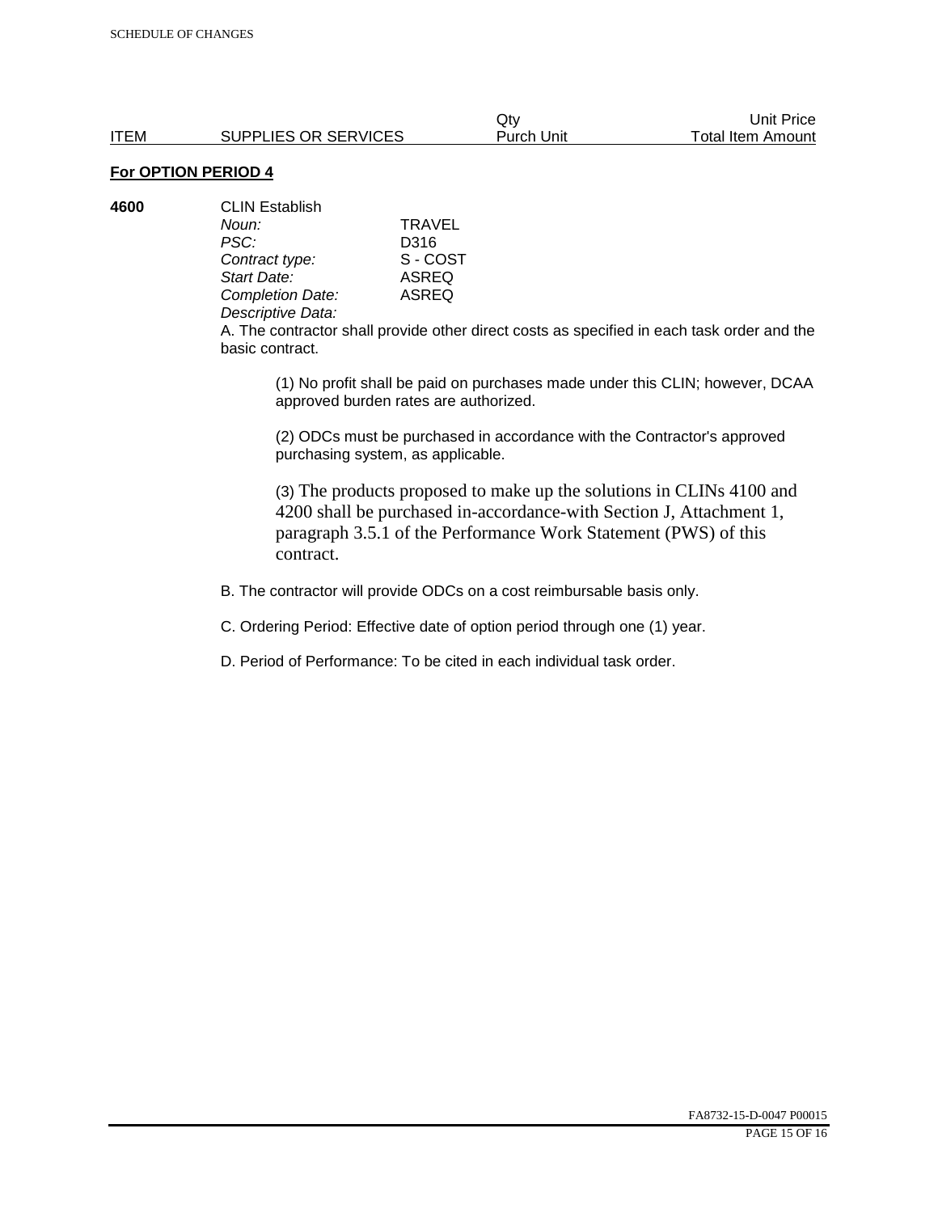| ITEM | SUPPLIES OR SERVICES | Qty Purch Unit | Unit Price Total Item Amount |
|---|---|---|---|

**For OPTION PERIOD 4**

**4600** CLIN Establish

*Noun:* TRAVEL
*PSC:* D316
*Contract type:* S - COST
*Start Date:* ASREQ
*Completion Date:* ASREQ
*Descriptive Data:*

A. The contractor shall provide other direct costs as specified in each task order and the basic contract.

(1) No profit shall be paid on purchases made under this CLIN; however, DCAA approved burden rates are authorized.

(2) ODCs must be purchased in accordance with the Contractor's approved purchasing system, as applicable.

(3) The products proposed to make up the solutions in CLINs 4100 and 4200 shall be purchased in-accordance-with Section J, Attachment 1, paragraph 3.5.1 of the Performance Work Statement (PWS) of this contract.

B. The contractor will provide ODCs on a cost reimbursable basis only.

C. Ordering Period: Effective date of option period through one (1) year.

D. Period of Performance: To be cited in each individual task order.

FA8732-15-D-0047 P00015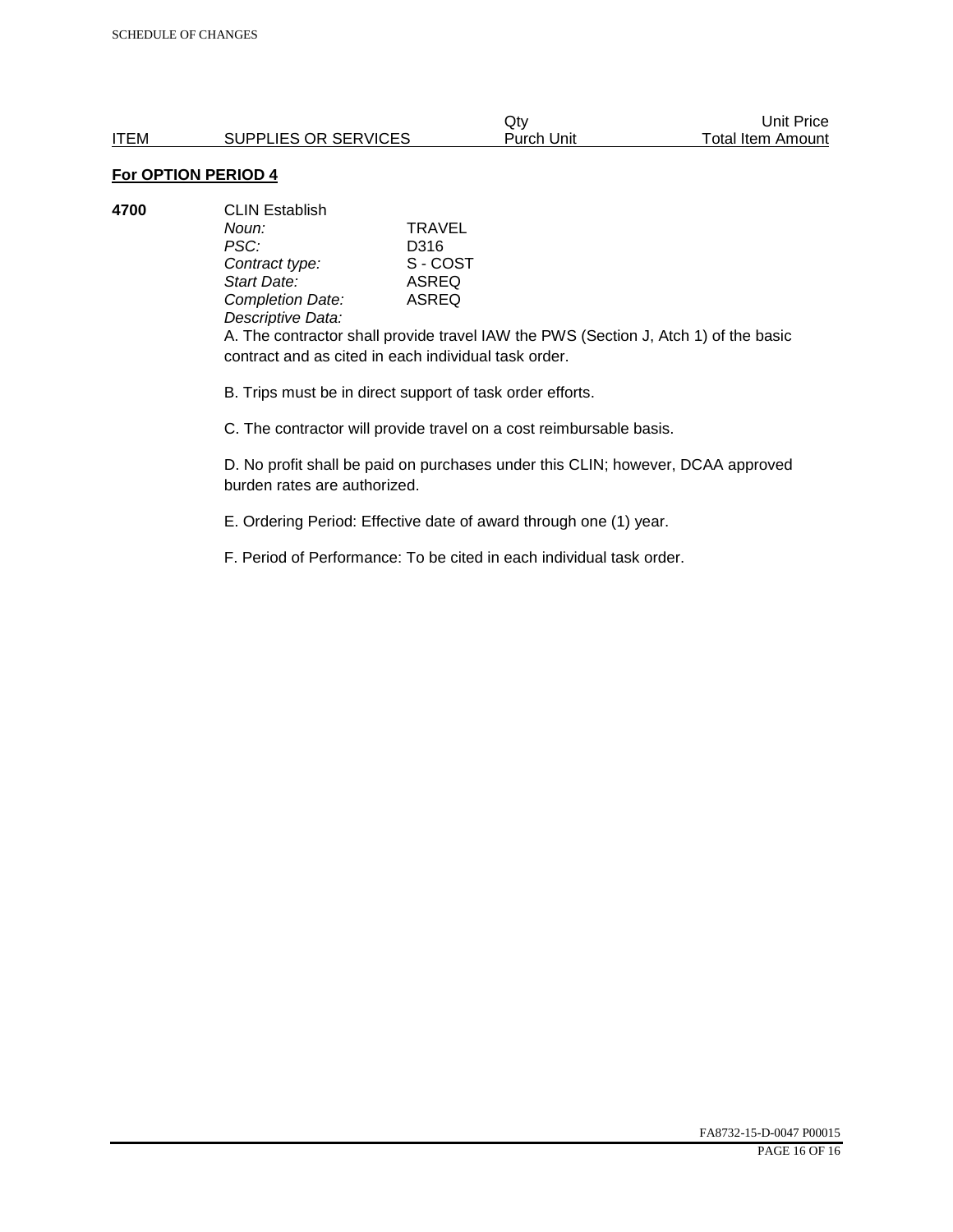| ITEM | SUPPLIES OR SERVICES | Qty<br>Purch Unit | Unit Price<br>Total Item Amount |
|---|---|---|---|

**For OPTION PERIOD 4**

**4700** CLIN Establish

| | |
|---|---|
| *Noun:* | TRAVEL |
| *PSC:* | D316 |
| *Contract type:* | S - COST |
| *Start Date:* | ASREQ |
| *Completion Date:* | ASREQ |
| *Descriptive Data:* | |

A. The contractor shall provide travel IAW the PWS (Section J, Atch 1) of the basic contract and as cited in each individual task order.

B. Trips must be in direct support of task order efforts.

C. The contractor will provide travel on a cost reimbursable basis.

D. No profit shall be paid on purchases under this CLIN; however, DCAA approved burden rates are authorized.

E. Ordering Period: Effective date of award through one (1) year.

F. Period of Performance: To be cited in each individual task order.